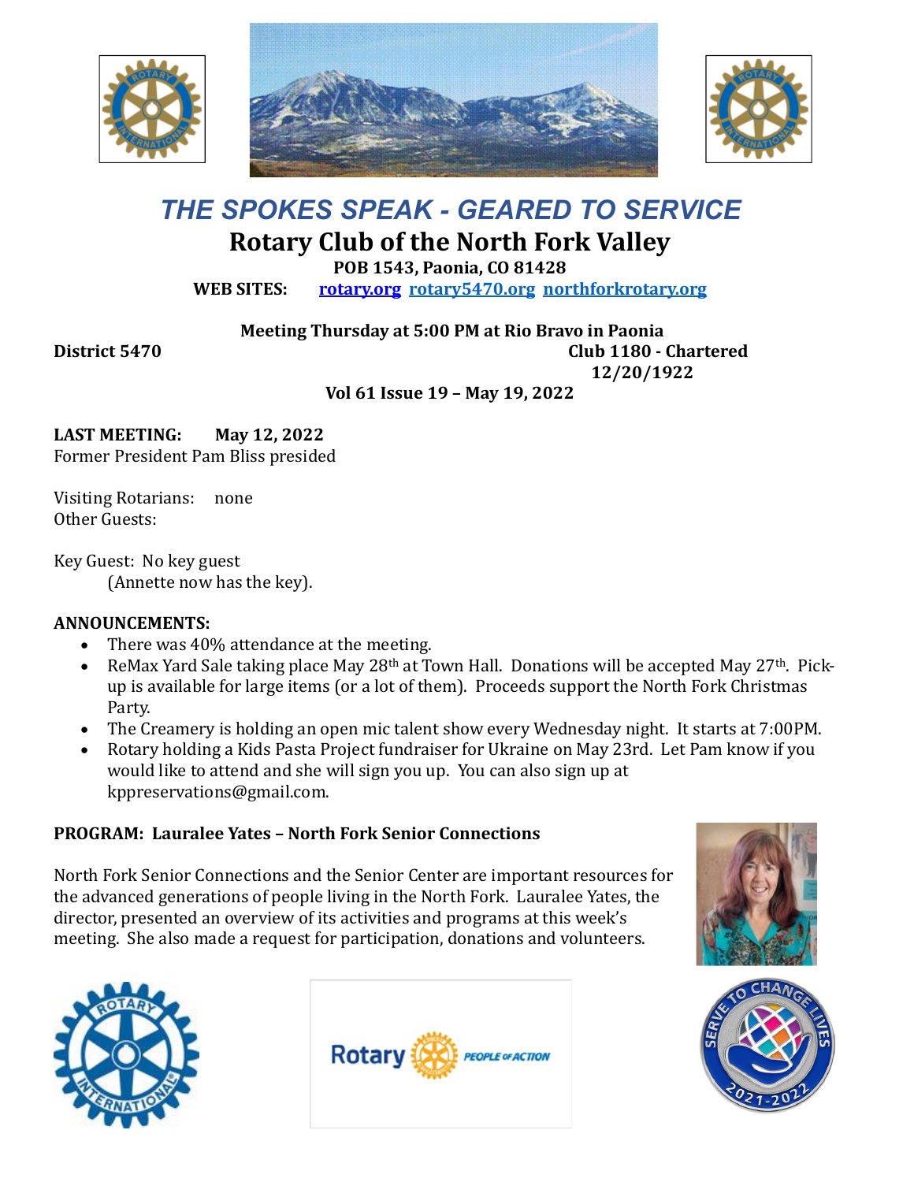# *THE SPOKES SPEAK - GEARED TO SERVICE*

## Rotary Club of the North Fork Valley

**POB 1543, Paonia, CO 81428**

**WEB SITES:** **rotary.org** **rotary5470.org** **northforkrotary.org**

**Meeting Thursday at 5:00 PM at Rio Bravo in Paonia**

**District 5470** **Club 1180 - Chartered 12/20/1922**

**Vol 61 Issue 19 – May 19, 2022**

**LAST MEETING: May 12, 2022**

Former President Pam Bliss presided

Visiting Rotarians: none

Other Guests:

Key Guest: No key guest (Annette now has the key).

**ANNOUNCEMENTS:**

- There was 40% attendance at the meeting.
- ReMax Yard Sale taking place May 28th at Town Hall. Donations will be accepted May 27th. Pick-up is available for large items (or a lot of them). Proceeds support the North Fork Christmas Party.
- The Creamery is holding an open mic talent show every Wednesday night. It starts at 7:00PM.
- Rotary holding a Kids Pasta Project fundraiser for Ukraine on May 23rd. Let Pam know if you would like to attend and she will sign you up. You can also sign up at kppreservations@gmail.com.

**PROGRAM: Lauralee Yates – North Fork Senior Connections**

North Fork Senior Connections and the Senior Center are important resources for the advanced generations of people living in the North Fork. Lauralee Yates, the director, presented an overview of its activities and programs at this week's meeting. She also made a request for participation, donations and volunteers.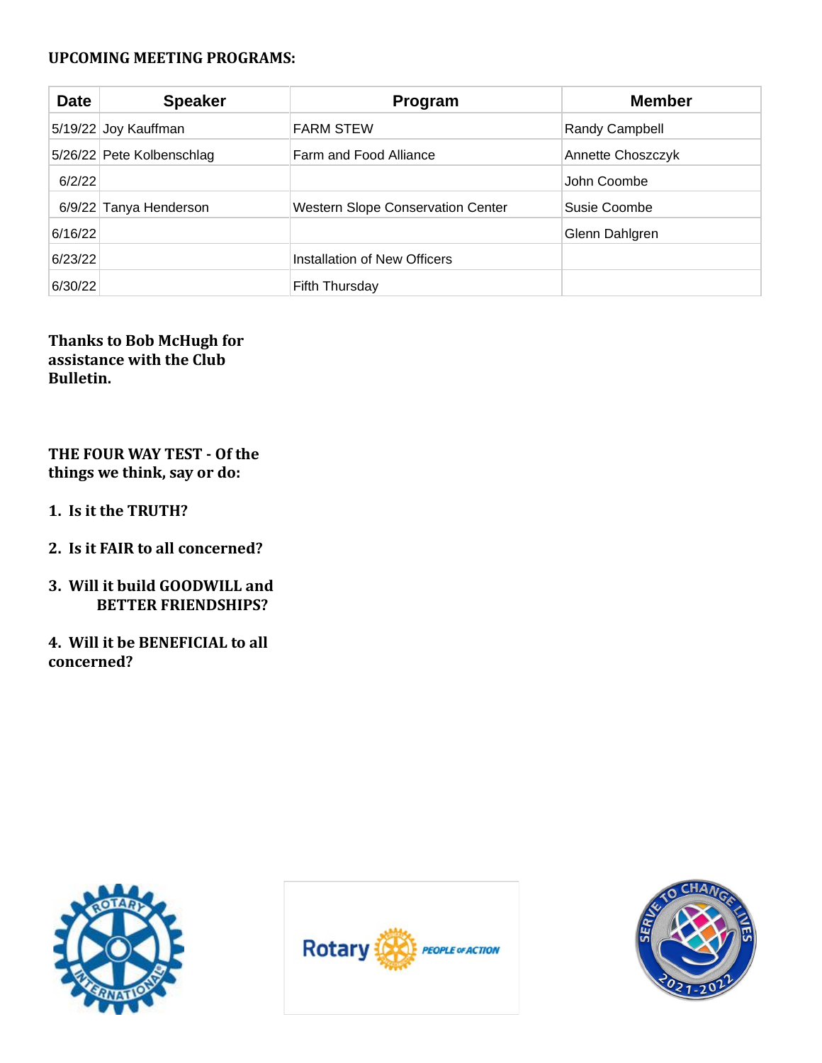**UPCOMING MEETING PROGRAMS:**

| Date | Speaker | Program | Member |
|---|---|---|---|
| 5/19/22 | Joy Kauffman | FARM STEW | Randy Campbell |
| 5/26/22 | Pete Kolbenschlag | Farm and Food Alliance | Annette Choszczyk |
| 6/2/22 | | | John Coombe |
| 6/9/22 | Tanya Henderson | Western Slope Conservation Center | Susie Coombe |
| 6/16/22 | | | Glenn Dahlgren |
| 6/23/22 | | Installation of New Officers | |
| 6/30/22 | | Fifth Thursday | |

**Thanks to Bob McHugh for assistance with the Club Bulletin.**

**THE FOUR WAY TEST - Of the things we think, say or do:**

1. **Is it the TRUTH?**
2. **Is it FAIR to all concerned?**
3. **Will it build GOODWILL and BETTER FRIENDSHIPS?**
4. **Will it be BENEFICIAL to all concerned?**